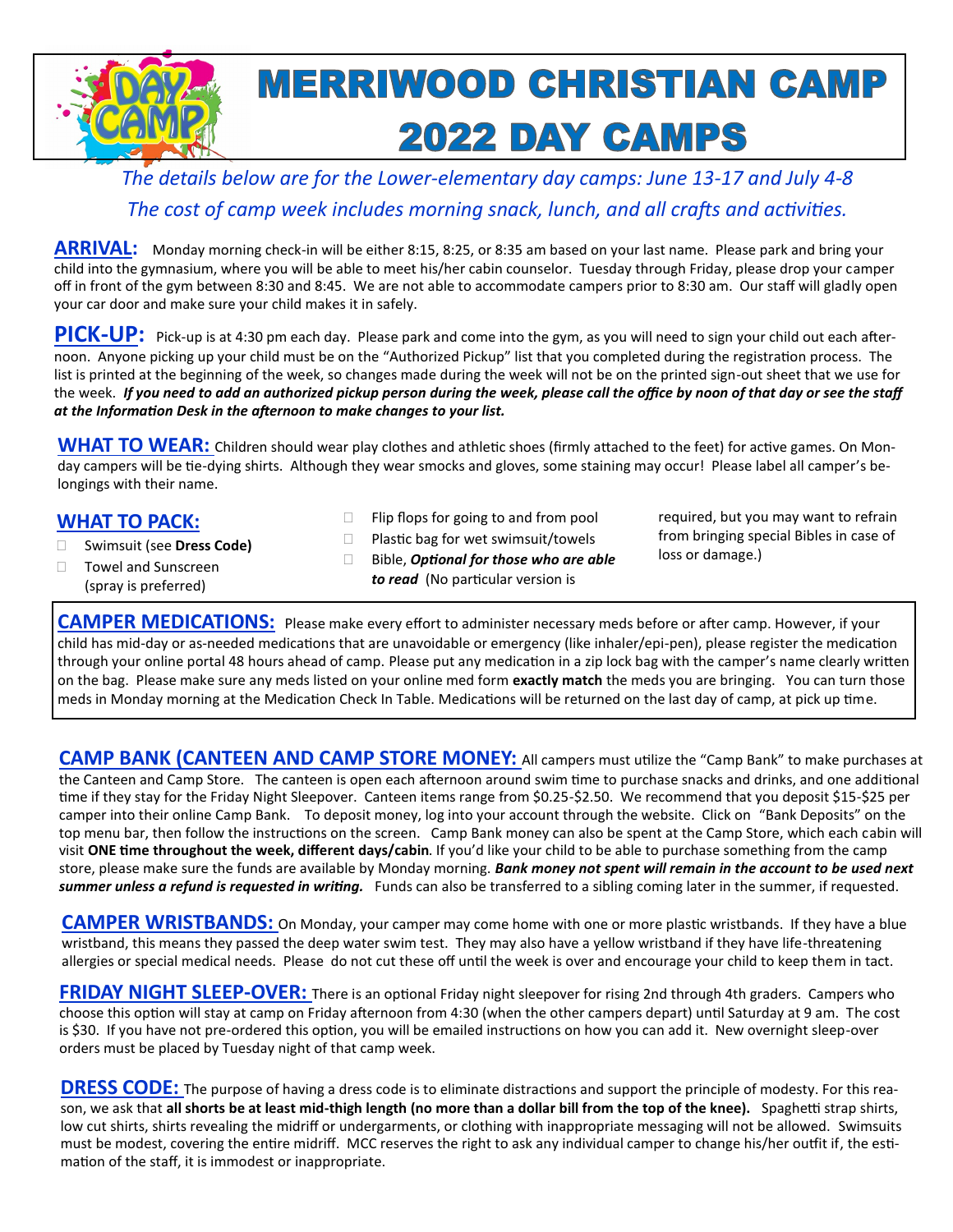# MERRIWOOD CHRISTIAN CAMP
# 2022 DAY CAMPS

*The details below are for the Lower-elementary day camps: June 13-17 and July 4-8*
*The cost of camp week includes morning snack, lunch, and all crafts and activities.*

**ARRIVAL:** Monday morning check-in will be either 8:15, 8:25, or 8:35 am based on your last name. Please park and bring your child into the gymnasium, where you will be able to meet his/her cabin counselor. Tuesday through Friday, please drop your camper off in front of the gym between 8:30 and 8:45. We are not able to accommodate campers prior to 8:30 am. Our staff will gladly open your car door and make sure your child makes it in safely.

**PICK-UP:** Pick-up is at 4:30 pm each day. Please park and come into the gym, as you will need to sign your child out each afternoon. Anyone picking up your child must be on the "Authorized Pickup" list that you completed during the registration process. The list is printed at the beginning of the week, so changes made during the week will not be on the printed sign-out sheet that we use for the week. ***If you need to add an authorized pickup person during the week, please call the office by noon of that day or see the staff at the Information Desk in the afternoon to make changes to your list.***

**WHAT TO WEAR:** Children should wear play clothes and athletic shoes (firmly attached to the feet) for active games. On Monday campers will be tie-dying shirts. Although they wear smocks and gloves, some staining may occur! Please label all camper's belongings with their name.

**WHAT TO PACK:**

- Swimsuit (see **Dress Code)**
- Towel and Sunscreen (spray is preferred)
- Flip flops for going to and from pool
- Plastic bag for wet swimsuit/towels
- Bible, ***Optional for those who are able to read*** (No particular version is required, but you may want to refrain from bringing special Bibles in case of loss or damage.)

**CAMPER MEDICATIONS:** Please make every effort to administer necessary meds before or after camp. However, if your child has mid-day or as-needed medications that are unavoidable or emergency (like inhaler/epi-pen), please register the medication through your online portal 48 hours ahead of camp. Please put any medication in a zip lock bag with the camper's name clearly written on the bag. Please make sure any meds listed on your online med form **exactly match** the meds you are bringing. You can turn those meds in Monday morning at the Medication Check In Table. Medications will be returned on the last day of camp, at pick up time.

**CAMP BANK (CANTEEN AND CAMP STORE MONEY:** All campers must utilize the "Camp Bank" to make purchases at the Canteen and Camp Store. The canteen is open each afternoon around swim time to purchase snacks and drinks, and one additional time if they stay for the Friday Night Sleepover. Canteen items range from $0.25-$2.50. We recommend that you deposit $15-$25 per camper into their online Camp Bank. To deposit money, log into your account through the website. Click on "Bank Deposits" on the top menu bar, then follow the instructions on the screen. Camp Bank money can also be spent at the Camp Store, which each cabin will visit **ONE time throughout the week, different days/cabin**. If you'd like your child to be able to purchase something from the camp store, please make sure the funds are available by Monday morning. ***Bank money not spent will remain in the account to be used next summer unless a refund is requested in writing.*** Funds can also be transferred to a sibling coming later in the summer, if requested.

**CAMPER WRISTBANDS:** On Monday, your camper may come home with one or more plastic wristbands. If they have a blue wristband, this means they passed the deep water swim test. They may also have a yellow wristband if they have life-threatening allergies or special medical needs. Please do not cut these off until the week is over and encourage your child to keep them in tact.

**FRIDAY NIGHT SLEEP-OVER:** There is an optional Friday night sleepover for rising 2nd through 4th graders. Campers who choose this option will stay at camp on Friday afternoon from 4:30 (when the other campers depart) until Saturday at 9 am. The cost is $30. If you have not pre-ordered this option, you will be emailed instructions on how you can add it. New overnight sleep-over orders must be placed by Tuesday night of that camp week.

**DRESS CODE:** The purpose of having a dress code is to eliminate distractions and support the principle of modesty. For this reason, we ask that **all shorts be at least mid-thigh length (no more than a dollar bill from the top of the knee).** Spaghetti strap shirts, low cut shirts, shirts revealing the midriff or undergarments, or clothing with inappropriate messaging will not be allowed. Swimsuits must be modest, covering the entire midriff. MCC reserves the right to ask any individual camper to change his/her outfit if, the estimation of the staff, it is immodest or inappropriate.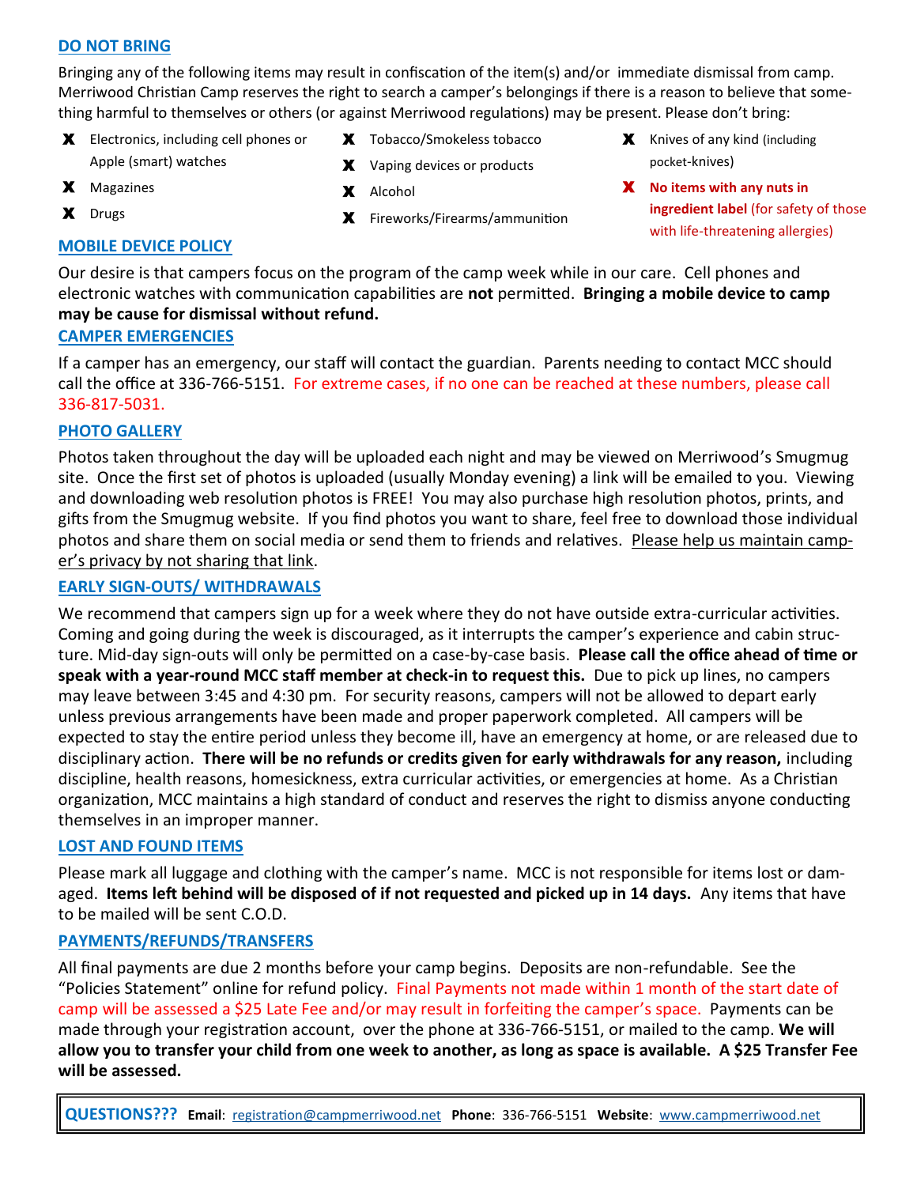## DO NOT BRING

Bringing any of the following items may result in confiscation of the item(s) and/or immediate dismissal from camp. Merriwood Christian Camp reserves the right to search a camper's belongings if there is a reason to believe that something harmful to themselves or others (or against Merriwood regulations) may be present. Please don't bring:

- Electronics, including cell phones or Apple (smart) watches
- Magazines
- Drugs
- Tobacco/Smokeless tobacco
- Vaping devices or products
- Alcohol
- Fireworks/Firearms/ammunition
- Knives of any kind (including pocket-knives)
- **No items with any nuts in ingredient label** (for safety of those with life-threatening allergies)

## MOBILE DEVICE POLICY

Our desire is that campers focus on the program of the camp week while in our care. Cell phones and electronic watches with communication capabilities are **not** permitted. **Bringing a mobile device to camp may be cause for dismissal without refund.**

## CAMPER EMERGENCIES

If a camper has an emergency, our staff will contact the guardian. Parents needing to contact MCC should call the office at 336-766-5151. For extreme cases, if no one can be reached at these numbers, please call 336-817-5031.

## PHOTO GALLERY

Photos taken throughout the day will be uploaded each night and may be viewed on Merriwood's Smugmug site. Once the first set of photos is uploaded (usually Monday evening) a link will be emailed to you. Viewing and downloading web resolution photos is FREE! You may also purchase high resolution photos, prints, and gifts from the Smugmug website. If you find photos you want to share, feel free to download those individual photos and share them on social media or send them to friends and relatives. Please help us maintain camper's privacy by not sharing that link.

## EARLY SIGN-OUTS/ WITHDRAWALS

We recommend that campers sign up for a week where they do not have outside extra-curricular activities. Coming and going during the week is discouraged, as it interrupts the camper's experience and cabin structure. Mid-day sign-outs will only be permitted on a case-by-case basis. **Please call the office ahead of time or speak with a year-round MCC staff member at check-in to request this.** Due to pick up lines, no campers may leave between 3:45 and 4:30 pm. For security reasons, campers will not be allowed to depart early unless previous arrangements have been made and proper paperwork completed. All campers will be expected to stay the entire period unless they become ill, have an emergency at home, or are released due to disciplinary action. **There will be no refunds or credits given for early withdrawals for any reason,** including discipline, health reasons, homesickness, extra curricular activities, or emergencies at home. As a Christian organization, MCC maintains a high standard of conduct and reserves the right to dismiss anyone conducting themselves in an improper manner.

## LOST AND FOUND ITEMS

Please mark all luggage and clothing with the camper's name. MCC is not responsible for items lost or damaged. **Items left behind will be disposed of if not requested and picked up in 14 days.** Any items that have to be mailed will be sent C.O.D.

## PAYMENTS/REFUNDS/TRANSFERS

All final payments are due 2 months before your camp begins. Deposits are non-refundable. See the "Policies Statement" online for refund policy. Final Payments not made within 1 month of the start date of camp will be assessed a $25 Late Fee and/or may result in forfeiting the camper's space. Payments can be made through your registration account, over the phone at 336-766-5151, or mailed to the camp. **We will allow you to transfer your child from one week to another, as long as space is available. A $25 Transfer Fee will be assessed.**

**QUESTIONS???** **Email**: registration@campmerriwood.net **Phone**: 336-766-5151 **Website**: www.campmerriwood.net